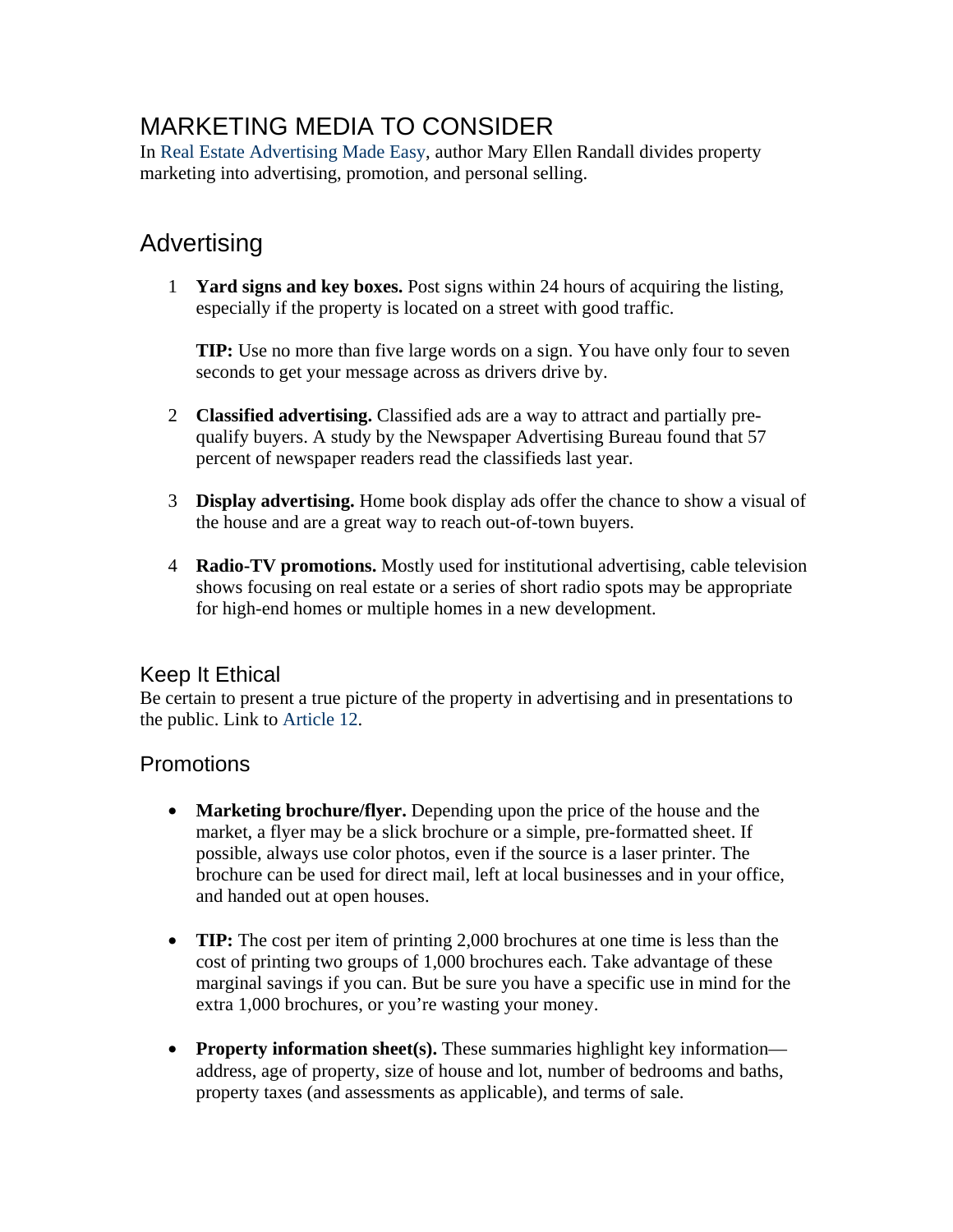# MARKETING MEDIA TO CONSIDER

In Real Estate Advertising Made Easy, author Mary Ellen Randall divides property marketing into advertising, promotion, and personal selling.

## Advertising

1. **Yard signs and key boxes.** Post signs within 24 hours of acquiring the listing, especially if the property is located on a street with good traffic.

   **TIP:** Use no more than five large words on a sign. You have only four to seven seconds to get your message across as drivers drive by.

2. **Classified advertising.** Classified ads are a way to attract and partially pre-qualify buyers. A study by the Newspaper Advertising Bureau found that 57 percent of newspaper readers read the classifieds last year.

3. **Display advertising.** Home book display ads offer the chance to show a visual of the house and are a great way to reach out-of-town buyers.

4. **Radio-TV promotions.** Mostly used for institutional advertising, cable television shows focusing on real estate or a series of short radio spots may be appropriate for high-end homes or multiple homes in a new development.

### Keep It Ethical

Be certain to present a true picture of the property in advertising and in presentations to the public. Link to Article 12.

### Promotions

- **Marketing brochure/flyer.** Depending upon the price of the house and the market, a flyer may be a slick brochure or a simple, pre-formatted sheet. If possible, always use color photos, even if the source is a laser printer. The brochure can be used for direct mail, left at local businesses and in your office, and handed out at open houses.

- **TIP:** The cost per item of printing 2,000 brochures at one time is less than the cost of printing two groups of 1,000 brochures each. Take advantage of these marginal savings if you can. But be sure you have a specific use in mind for the extra 1,000 brochures, or you're wasting your money.

- **Property information sheet(s).** These summaries highlight key information—address, age of property, size of house and lot, number of bedrooms and baths, property taxes (and assessments as applicable), and terms of sale.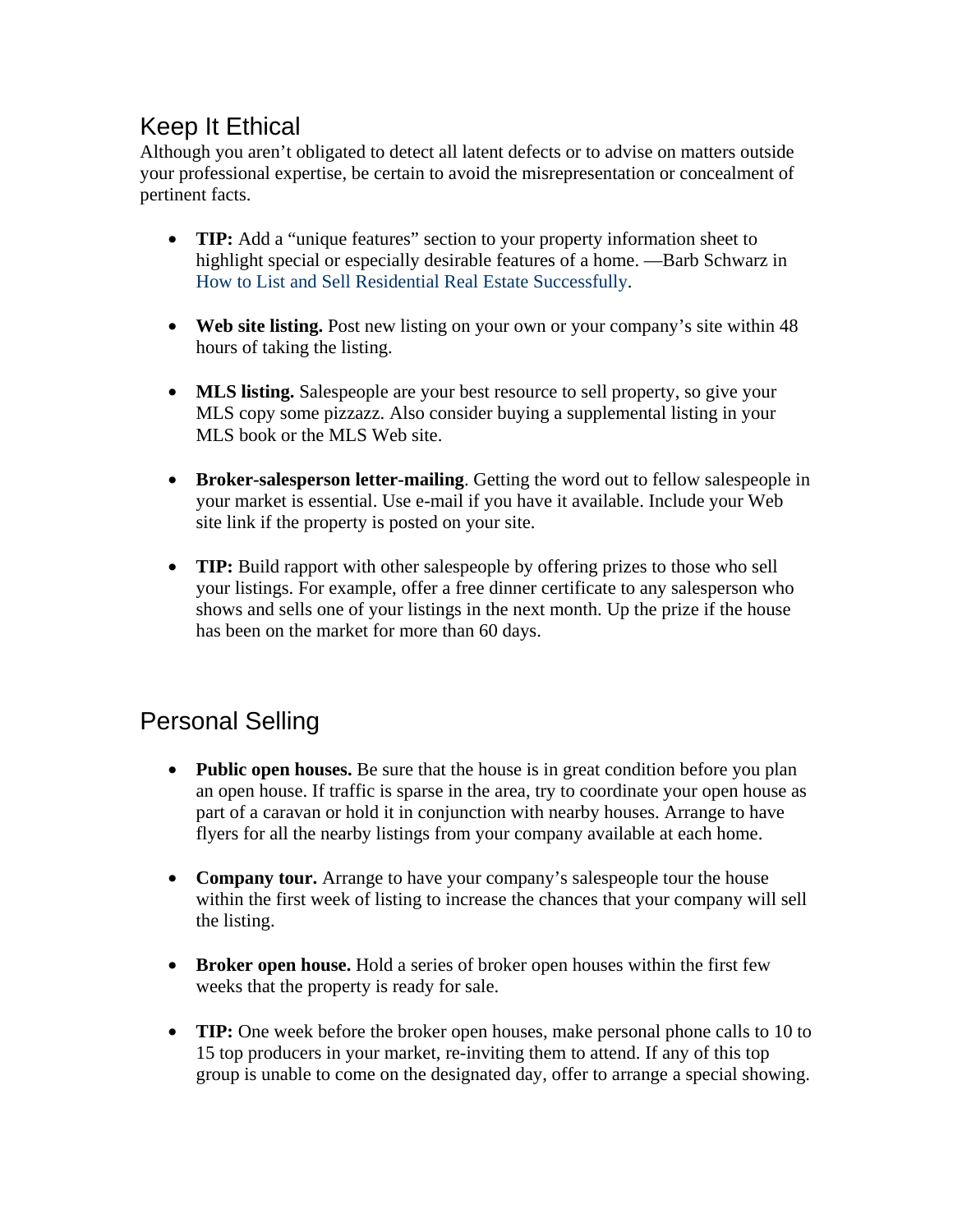## Keep It Ethical

Although you aren't obligated to detect all latent defects or to advise on matters outside your professional expertise, be certain to avoid the misrepresentation or concealment of pertinent facts.

- **TIP:** Add a "unique features" section to your property information sheet to highlight special or especially desirable features of a home. —Barb Schwarz in How to List and Sell Residential Real Estate Successfully.

- **Web site listing.** Post new listing on your own or your company's site within 48 hours of taking the listing.

- **MLS listing.** Salespeople are your best resource to sell property, so give your MLS copy some pizzazz. Also consider buying a supplemental listing in your MLS book or the MLS Web site.

- **Broker-salesperson letter-mailing**. Getting the word out to fellow salespeople in your market is essential. Use e-mail if you have it available. Include your Web site link if the property is posted on your site.

- **TIP:** Build rapport with other salespeople by offering prizes to those who sell your listings. For example, offer a free dinner certificate to any salesperson who shows and sells one of your listings in the next month. Up the prize if the house has been on the market for more than 60 days.

## Personal Selling

- **Public open houses.** Be sure that the house is in great condition before you plan an open house. If traffic is sparse in the area, try to coordinate your open house as part of a caravan or hold it in conjunction with nearby houses. Arrange to have flyers for all the nearby listings from your company available at each home.

- **Company tour.** Arrange to have your company's salespeople tour the house within the first week of listing to increase the chances that your company will sell the listing.

- **Broker open house.** Hold a series of broker open houses within the first few weeks that the property is ready for sale.

- **TIP:** One week before the broker open houses, make personal phone calls to 10 to 15 top producers in your market, re-inviting them to attend. If any of this top group is unable to come on the designated day, offer to arrange a special showing.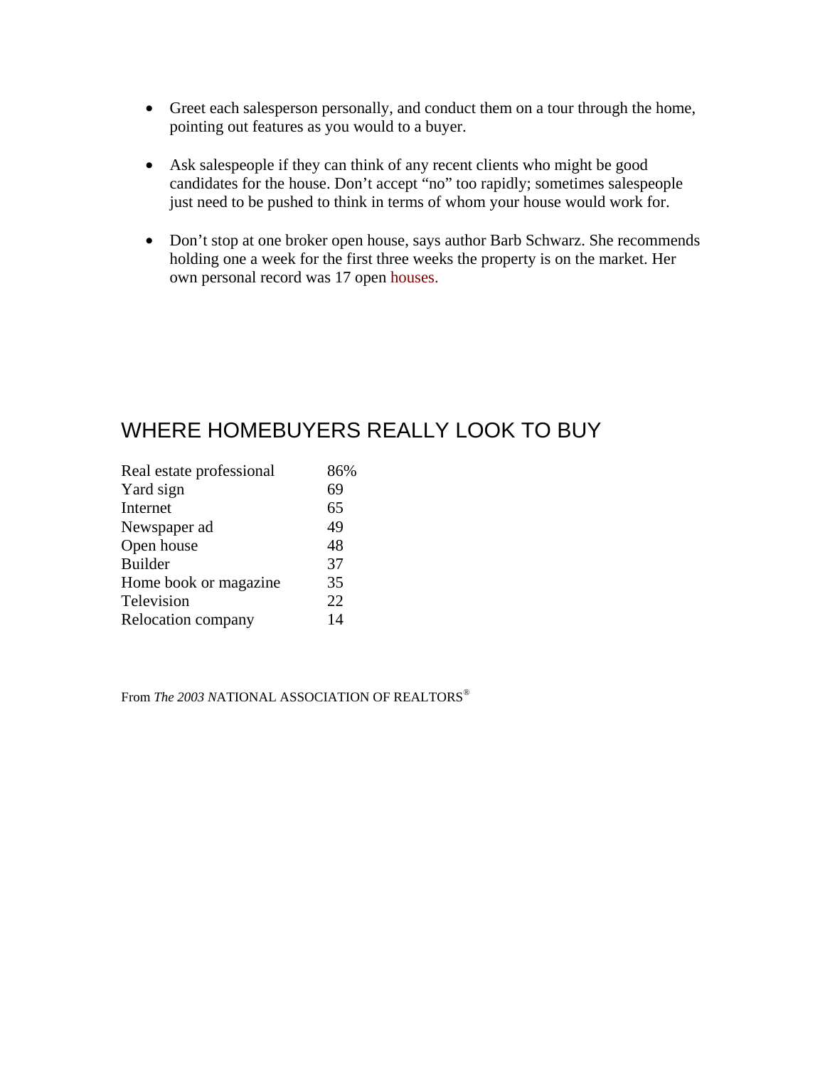- Greet each salesperson personally, and conduct them on a tour through the home, pointing out features as you would to a buyer.

- Ask salespeople if they can think of any recent clients who might be good candidates for the house. Don't accept "no" too rapidly; sometimes salespeople just need to be pushed to think in terms of whom your house would work for.

- Don't stop at one broker open house, says author Barb Schwarz. She recommends holding one a week for the first three weeks the property is on the market. Her own personal record was 17 open houses.

## WHERE HOMEBUYERS REALLY LOOK TO BUY

| | |
|---|---|
| Real estate professional | 86% |
| Yard sign | 69 |
| Internet | 65 |
| Newspaper ad | 49 |
| Open house | 48 |
| Builder | 37 |
| Home book or magazine | 35 |
| Television | 22 |
| Relocation company | 14 |

From *The 2003 N*ATIONAL ASSOCIATION OF REALTORS®